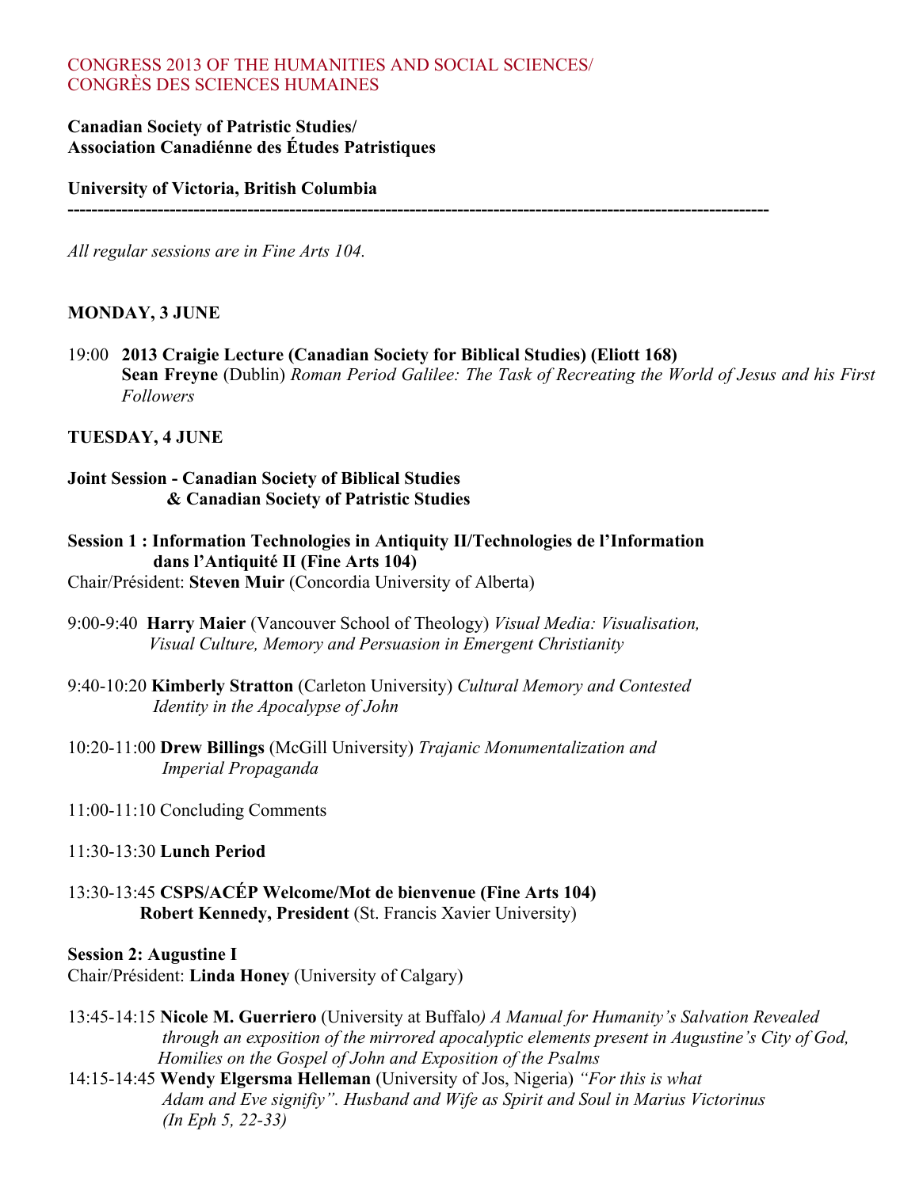CONGRESS 2013 OF THE HUMANITIES AND SOCIAL SCIENCES/
CONGRÈS DES SCIENCES HUMAINES

**Canadian Society of Patristic Studies/**
**Association Canadiénne des Études Patristiques**

**University of Victoria, British Columbia**

---

*All regular sessions are in Fine Arts 104.*

## MONDAY, 3 JUNE

19:00 **2013 Craigie Lecture (Canadian Society for Biblical Studies) (Eliott 168)**
**Sean Freyne** (Dublin) *Roman Period Galilee: The Task of Recreating the World of Jesus and his First Followers*

## TUESDAY, 4 JUNE

**Joint Session - Canadian Society of Biblical Studies**
**& Canadian Society of Patristic Studies**

**Session 1 : Information Technologies in Antiquity II/Technologies de l'Information dans l'Antiquité II (Fine Arts 104)**
Chair/Président: **Steven Muir** (Concordia University of Alberta)

9:00-9:40 **Harry Maier** (Vancouver School of Theology) *Visual Media: Visualisation, Visual Culture, Memory and Persuasion in Emergent Christianity*

9:40-10:20 **Kimberly Stratton** (Carleton University) *Cultural Memory and Contested Identity in the Apocalypse of John*

10:20-11:00 **Drew Billings** (McGill University) *Trajanic Monumentalization and Imperial Propaganda*

11:00-11:10 Concluding Comments

11:30-13:30 **Lunch Period**

13:30-13:45 **CSPS/ACÉP Welcome/Mot de bienvenue (Fine Arts 104)**
**Robert Kennedy, President** (St. Francis Xavier University)

**Session 2: Augustine I**
Chair/Président: **Linda Honey** (University of Calgary)

13:45-14:15 **Nicole M. Guerriero** (University at Buffalo*) A Manual for Humanity's Salvation Revealed through an exposition of the mirrored apocalyptic elements present in Augustine's City of God, Homilies on the Gospel of John and Exposition of the Psalms*
14:15-14:45 **Wendy Elgersma Helleman** (University of Jos, Nigeria) *"For this is what Adam and Eve signifiy". Husband and Wife as Spirit and Soul in Marius Victorinus (In Eph 5, 22-33)*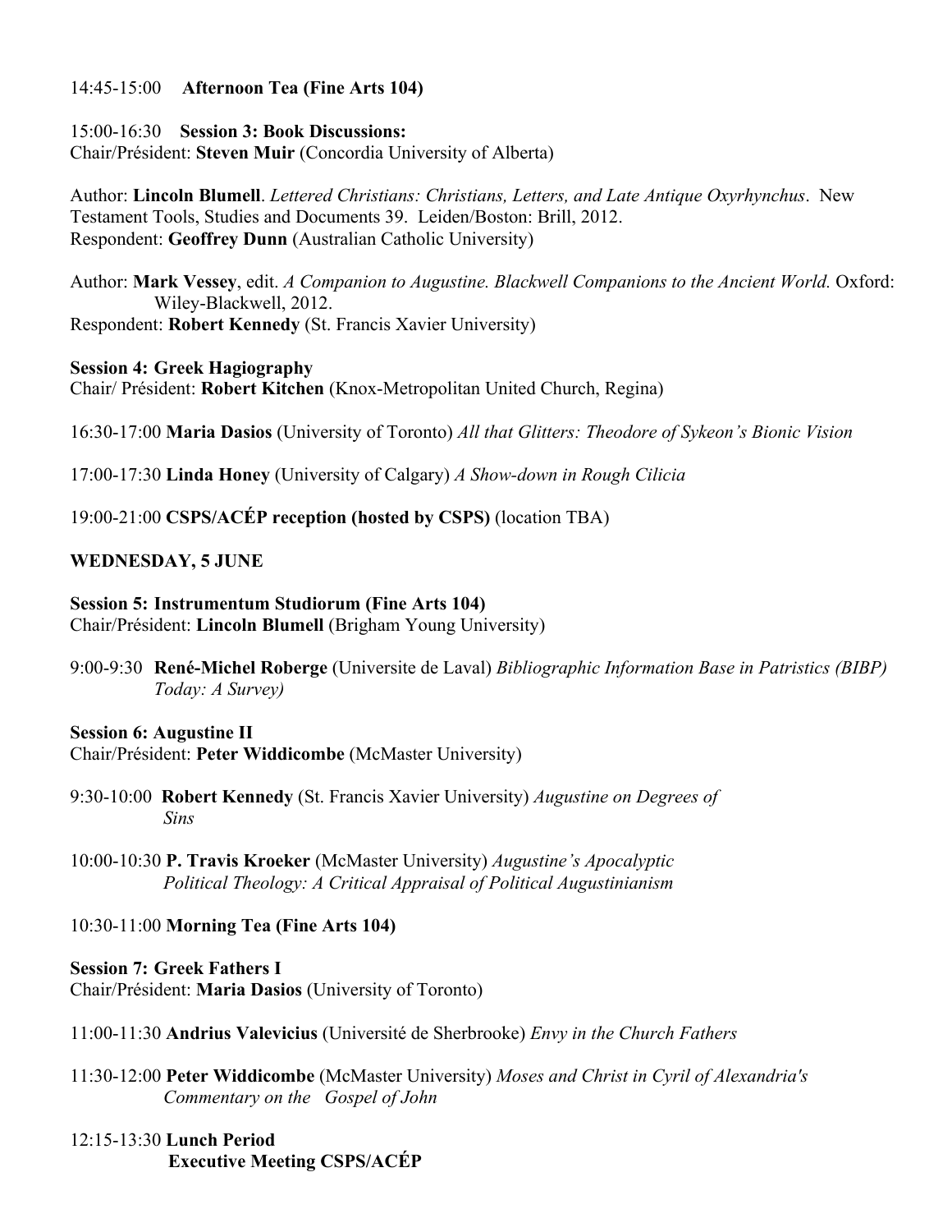14:45-15:00 **Afternoon Tea (Fine Arts 104)**

15:00-16:30 **Session 3: Book Discussions:**
Chair/Président: **Steven Muir** (Concordia University of Alberta)

Author: **Lincoln Blumell**. *Lettered Christians: Christians, Letters, and Late Antique Oxyrhynchus*. New Testament Tools, Studies and Documents 39. Leiden/Boston: Brill, 2012.
Respondent: **Geoffrey Dunn** (Australian Catholic University)

Author: **Mark Vessey**, edit. *A Companion to Augustine. Blackwell Companions to the Ancient World.* Oxford: Wiley-Blackwell, 2012.
Respondent: **Robert Kennedy** (St. Francis Xavier University)

**Session 4: Greek Hagiography**
Chair/ Président: **Robert Kitchen** (Knox-Metropolitan United Church, Regina)

16:30-17:00 **Maria Dasios** (University of Toronto) *All that Glitters: Theodore of Sykeon's Bionic Vision*

17:00-17:30 **Linda Honey** (University of Calgary) *A Show-down in Rough Cilicia*

19:00-21:00 **CSPS/ACÉP reception (hosted by CSPS)** (location TBA)

**WEDNESDAY, 5 JUNE**

**Session 5: Instrumentum Studiorum (Fine Arts 104)**
Chair/Président: **Lincoln Blumell** (Brigham Young University)

9:00-9:30 **René-Michel Roberge** (Universite de Laval) *Bibliographic Information Base in Patristics (BIBP) Today: A Survey)*

**Session 6: Augustine II**
Chair/Président: **Peter Widdicombe** (McMaster University)

9:30-10:00 **Robert Kennedy** (St. Francis Xavier University) *Augustine on Degrees of Sins*

10:00-10:30 **P. Travis Kroeker** (McMaster University) *Augustine's Apocalyptic Political Theology: A Critical Appraisal of Political Augustinianism*

10:30-11:00 **Morning Tea (Fine Arts 104)**

**Session 7: Greek Fathers I**
Chair/Président: **Maria Dasios** (University of Toronto)

11:00-11:30 **Andrius Valevicius** (Université de Sherbrooke) *Envy in the Church Fathers*

11:30-12:00 **Peter Widdicombe** (McMaster University) *Moses and Christ in Cyril of Alexandria's Commentary on the Gospel of John*

12:15-13:30 **Lunch Period**
**Executive Meeting CSPS/ACÉP**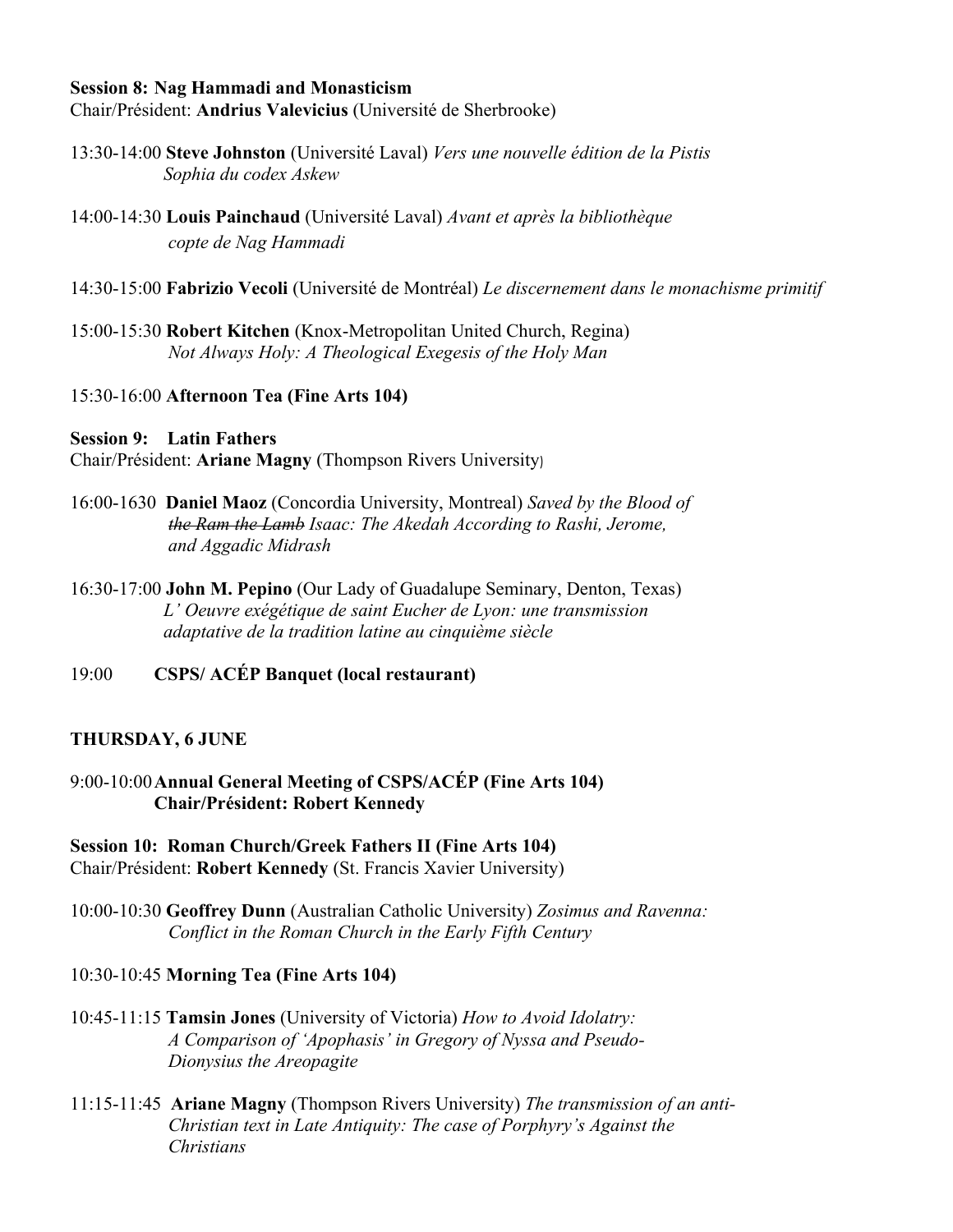**Session 8: Nag Hammadi and Monasticism**
Chair/Président: **Andrius Valevicius** (Université de Sherbrooke)

13:30-14:00 **Steve Johnston** (Université Laval) *Vers une nouvelle édition de la Pistis Sophia du codex Askew*

14:00-14:30 **Louis Painchaud** (Université Laval) *Avant et après la bibliothèque copte de Nag Hammadi*

14:30-15:00 **Fabrizio Vecoli** (Université de Montréal) *Le discernement dans le monachisme primitif*

15:00-15:30 **Robert Kitchen** (Knox-Metropolitan United Church, Regina) *Not Always Holy: A Theological Exegesis of the Holy Man*

15:30-16:00 **Afternoon Tea (Fine Arts 104)**

**Session 9: Latin Fathers**
Chair/Président: **Ariane Magny** (Thompson Rivers University)

16:00-1630 **Daniel Maoz** (Concordia University, Montreal) *Saved by the Blood of ~~the Ram the Lamb~~ Isaac: The Akedah According to Rashi, Jerome, and Aggadic Midrash*

16:30-17:00 **John M. Pepino** (Our Lady of Guadalupe Seminary, Denton, Texas) *L' Oeuvre exégétique de saint Eucher de Lyon: une transmission adaptative de la tradition latine au cinquième siècle*

19:00 **CSPS/ ACÉP Banquet (local restaurant)**

## THURSDAY, 6 JUNE

9:00-10:00 **Annual General Meeting of CSPS/ACÉP (Fine Arts 104)**
**Chair/Président: Robert Kennedy**

**Session 10: Roman Church/Greek Fathers II (Fine Arts 104)**
Chair/Président: **Robert Kennedy** (St. Francis Xavier University)

10:00-10:30 **Geoffrey Dunn** (Australian Catholic University) *Zosimus and Ravenna: Conflict in the Roman Church in the Early Fifth Century*

10:30-10:45 **Morning Tea (Fine Arts 104)**

10:45-11:15 **Tamsin Jones** (University of Victoria) *How to Avoid Idolatry: A Comparison of 'Apophasis' in Gregory of Nyssa and Pseudo-Dionysius the Areopagite*

11:15-11:45 **Ariane Magny** (Thompson Rivers University) *The transmission of an anti-Christian text in Late Antiquity: The case of Porphyry's Against the Christians*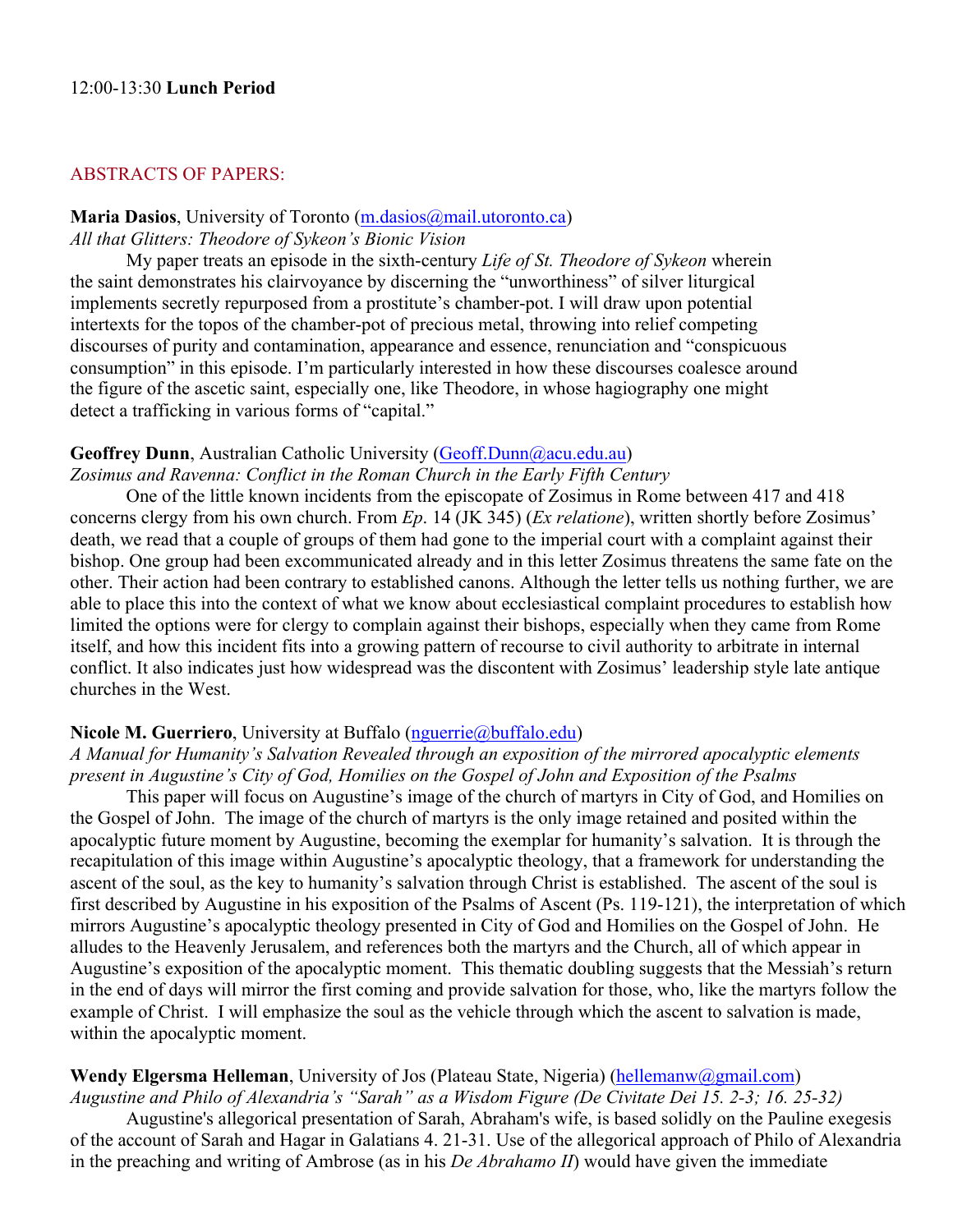12:00-13:30 **Lunch Period**

## ABSTRACTS OF PAPERS:

**Maria Dasios**, University of Toronto (m.dasios@mail.utoronto.ca)
*All that Glitters: Theodore of Sykeon's Bionic Vision*

My paper treats an episode in the sixth-century *Life of St. Theodore of Sykeon* wherein the saint demonstrates his clairvoyance by discerning the "unworthiness" of silver liturgical implements secretly repurposed from a prostitute's chamber-pot. I will draw upon potential intertexts for the topos of the chamber-pot of precious metal, throwing into relief competing discourses of purity and contamination, appearance and essence, renunciation and "conspicuous consumption" in this episode. I'm particularly interested in how these discourses coalesce around the figure of the ascetic saint, especially one, like Theodore, in whose hagiography one might detect a trafficking in various forms of "capital."

**Geoffrey Dunn**, Australian Catholic University (Geoff.Dunn@acu.edu.au)
*Zosimus and Ravenna: Conflict in the Roman Church in the Early Fifth Century*

One of the little known incidents from the episcopate of Zosimus in Rome between 417 and 418 concerns clergy from his own church. From *Ep*. 14 (JK 345) (*Ex relatione*), written shortly before Zosimus' death, we read that a couple of groups of them had gone to the imperial court with a complaint against their bishop. One group had been excommunicated already and in this letter Zosimus threatens the same fate on the other. Their action had been contrary to established canons. Although the letter tells us nothing further, we are able to place this into the context of what we know about ecclesiastical complaint procedures to establish how limited the options were for clergy to complain against their bishops, especially when they came from Rome itself, and how this incident fits into a growing pattern of recourse to civil authority to arbitrate in internal conflict. It also indicates just how widespread was the discontent with Zosimus' leadership style late antique churches in the West.

**Nicole M. Guerriero**, University at Buffalo (nguerrie@buffalo.edu)
*A Manual for Humanity's Salvation Revealed through an exposition of the mirrored apocalyptic elements present in Augustine's City of God, Homilies on the Gospel of John and Exposition of the Psalms*

This paper will focus on Augustine's image of the church of martyrs in City of God, and Homilies on the Gospel of John. The image of the church of martyrs is the only image retained and posited within the apocalyptic future moment by Augustine, becoming the exemplar for humanity's salvation. It is through the recapitulation of this image within Augustine's apocalyptic theology, that a framework for understanding the ascent of the soul, as the key to humanity's salvation through Christ is established. The ascent of the soul is first described by Augustine in his exposition of the Psalms of Ascent (Ps. 119-121), the interpretation of which mirrors Augustine's apocalyptic theology presented in City of God and Homilies on the Gospel of John. He alludes to the Heavenly Jerusalem, and references both the martyrs and the Church, all of which appear in Augustine's exposition of the apocalyptic moment. This thematic doubling suggests that the Messiah's return in the end of days will mirror the first coming and provide salvation for those, who, like the martyrs follow the example of Christ. I will emphasize the soul as the vehicle through which the ascent to salvation is made, within the apocalyptic moment.

**Wendy Elgersma Helleman**, University of Jos (Plateau State, Nigeria) (hellemanw@gmail.com)
*Augustine and Philo of Alexandria's "Sarah" as a Wisdom Figure (De Civitate Dei 15. 2-3; 16. 25-32)*

Augustine's allegorical presentation of Sarah, Abraham's wife, is based solidly on the Pauline exegesis of the account of Sarah and Hagar in Galatians 4. 21-31. Use of the allegorical approach of Philo of Alexandria in the preaching and writing of Ambrose (as in his *De Abrahamo II*) would have given the immediate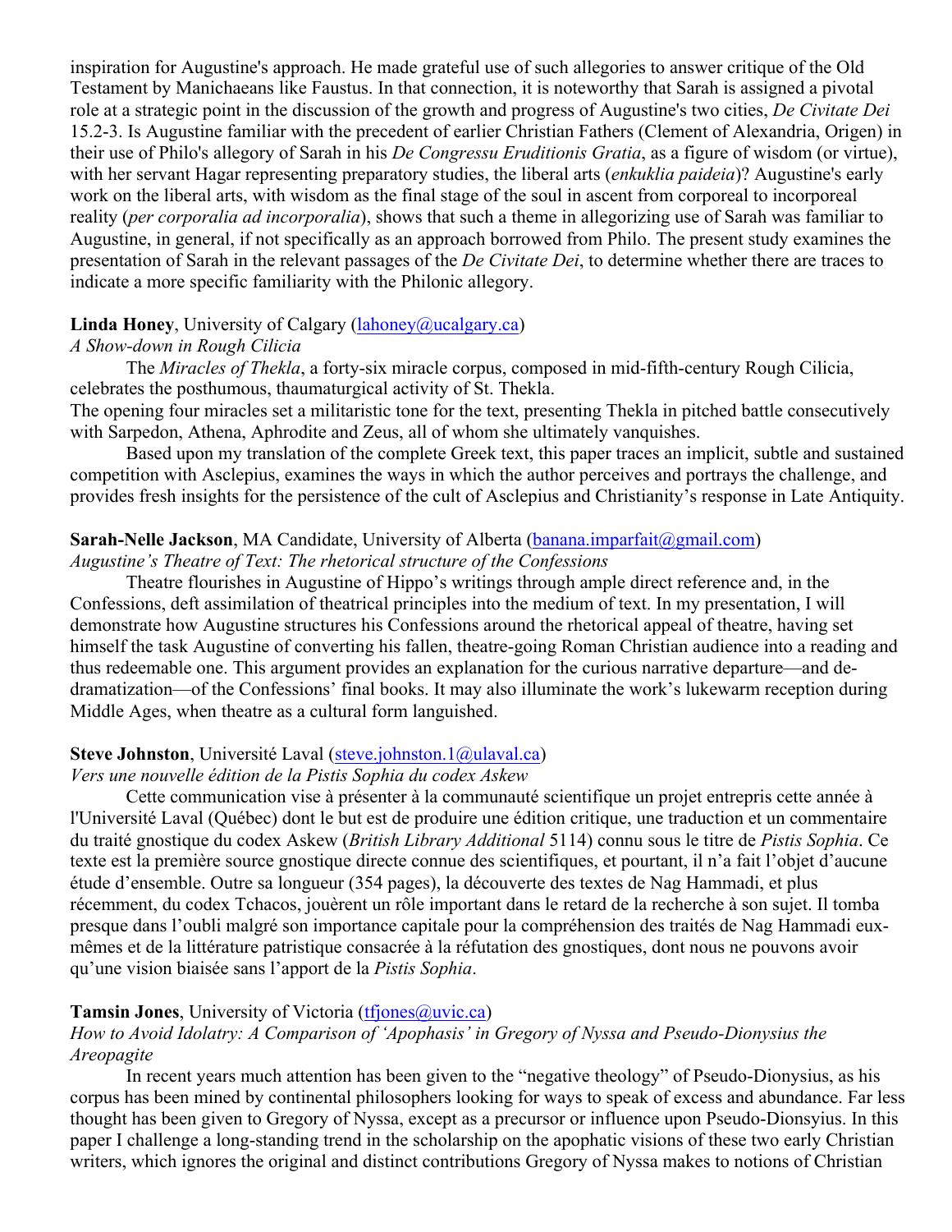inspiration for Augustine's approach. He made grateful use of such allegories to answer critique of the Old Testament by Manichaeans like Faustus. In that connection, it is noteworthy that Sarah is assigned a pivotal role at a strategic point in the discussion of the growth and progress of Augustine's two cities, *De Civitate Dei* 15.2-3. Is Augustine familiar with the precedent of earlier Christian Fathers (Clement of Alexandria, Origen) in their use of Philo's allegory of Sarah in his *De Congressu Eruditionis Gratia*, as a figure of wisdom (or virtue), with her servant Hagar representing preparatory studies, the liberal arts (*enkuklia paideia*)? Augustine's early work on the liberal arts, with wisdom as the final stage of the soul in ascent from corporeal to incorporeal reality (*per corporalia ad incorporalia*), shows that such a theme in allegorizing use of Sarah was familiar to Augustine, in general, if not specifically as an approach borrowed from Philo. The present study examines the presentation of Sarah in the relevant passages of the *De Civitate Dei*, to determine whether there are traces to indicate a more specific familiarity with the Philonic allegory.

**Linda Honey**, University of Calgary (lahoney@ucalgary.ca)
*A Show-down in Rough Cilicia*

The *Miracles of Thekla*, a forty-six miracle corpus, composed in mid-fifth-century Rough Cilicia, celebrates the posthumous, thaumaturgical activity of St. Thekla.
The opening four miracles set a militaristic tone for the text, presenting Thekla in pitched battle consecutively with Sarpedon, Athena, Aphrodite and Zeus, all of whom she ultimately vanquishes.

Based upon my translation of the complete Greek text, this paper traces an implicit, subtle and sustained competition with Asclepius, examines the ways in which the author perceives and portrays the challenge, and provides fresh insights for the persistence of the cult of Asclepius and Christianity's response in Late Antiquity.

**Sarah-Nelle Jackson**, MA Candidate, University of Alberta (banana.imparfait@gmail.com)
*Augustine's Theatre of Text: The rhetorical structure of the Confessions*

Theatre flourishes in Augustine of Hippo's writings through ample direct reference and, in the Confessions, deft assimilation of theatrical principles into the medium of text. In my presentation, I will demonstrate how Augustine structures his Confessions around the rhetorical appeal of theatre, having set himself the task Augustine of converting his fallen, theatre-going Roman Christian audience into a reading and thus redeemable one. This argument provides an explanation for the curious narrative departure—and de-dramatization—of the Confessions' final books. It may also illuminate the work's lukewarm reception during Middle Ages, when theatre as a cultural form languished.

**Steve Johnston**, Université Laval (steve.johnston.1@ulaval.ca)
*Vers une nouvelle édition de la Pistis Sophia du codex Askew*

Cette communication vise à présenter à la communauté scientifique un projet entrepris cette année à l'Université Laval (Québec) dont le but est de produire une édition critique, une traduction et un commentaire du traité gnostique du codex Askew (*British Library Additional* 5114) connu sous le titre de *Pistis Sophia*. Ce texte est la première source gnostique directe connue des scientifiques, et pourtant, il n'a fait l'objet d'aucune étude d'ensemble. Outre sa longueur (354 pages), la découverte des textes de Nag Hammadi, et plus récemment, du codex Tchacos, jouèrent un rôle important dans le retard de la recherche à son sujet. Il tomba presque dans l'oubli malgré son importance capitale pour la compréhension des traités de Nag Hammadi eux-mêmes et de la littérature patristique consacrée à la réfutation des gnostiques, dont nous ne pouvons avoir qu'une vision biaisée sans l'apport de la *Pistis Sophia*.

**Tamsin Jones**, University of Victoria (tfjones@uvic.ca)
*How to Avoid Idolatry: A Comparison of 'Apophasis' in Gregory of Nyssa and Pseudo-Dionysius the Areopagite*

In recent years much attention has been given to the "negative theology" of Pseudo-Dionysius, as his corpus has been mined by continental philosophers looking for ways to speak of excess and abundance. Far less thought has been given to Gregory of Nyssa, except as a precursor or influence upon Pseudo-Dionsyius. In this paper I challenge a long-standing trend in the scholarship on the apophatic visions of these two early Christian writers, which ignores the original and distinct contributions Gregory of Nyssa makes to notions of Christian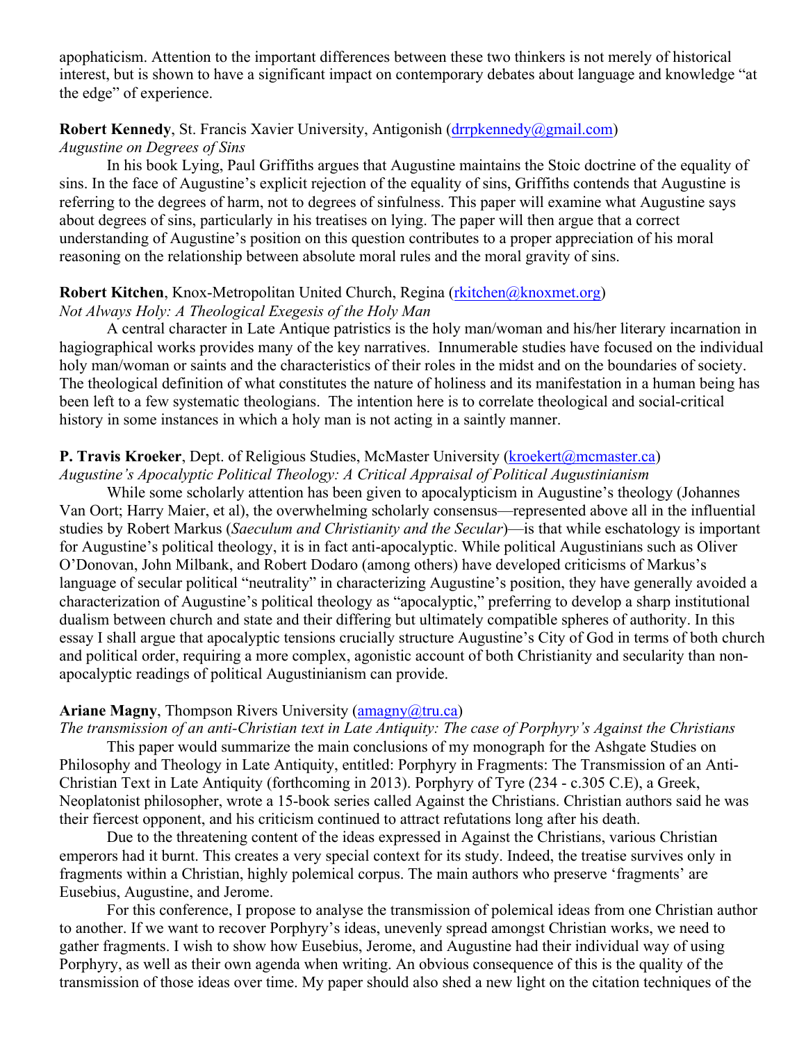apophaticism. Attention to the important differences between these two thinkers is not merely of historical interest, but is shown to have a significant impact on contemporary debates about language and knowledge "at the edge" of experience.

**Robert Kennedy**, St. Francis Xavier University, Antigonish (drrpkennedy@gmail.com)
*Augustine on Degrees of Sins*

In his book Lying, Paul Griffiths argues that Augustine maintains the Stoic doctrine of the equality of sins. In the face of Augustine's explicit rejection of the equality of sins, Griffiths contends that Augustine is referring to the degrees of harm, not to degrees of sinfulness. This paper will examine what Augustine says about degrees of sins, particularly in his treatises on lying. The paper will then argue that a correct understanding of Augustine's position on this question contributes to a proper appreciation of his moral reasoning on the relationship between absolute moral rules and the moral gravity of sins.

**Robert Kitchen**, Knox-Metropolitan United Church, Regina (rkitchen@knoxmet.org)
*Not Always Holy: A Theological Exegesis of the Holy Man*

A central character in Late Antique patristics is the holy man/woman and his/her literary incarnation in hagiographical works provides many of the key narratives. Innumerable studies have focused on the individual holy man/woman or saints and the characteristics of their roles in the midst and on the boundaries of society. The theological definition of what constitutes the nature of holiness and its manifestation in a human being has been left to a few systematic theologians. The intention here is to correlate theological and social-critical history in some instances in which a holy man is not acting in a saintly manner.

**P. Travis Kroeker**, Dept. of Religious Studies, McMaster University (kroekert@mcmaster.ca)
*Augustine's Apocalyptic Political Theology: A Critical Appraisal of Political Augustinianism*

While some scholarly attention has been given to apocalypticism in Augustine's theology (Johannes Van Oort; Harry Maier, et al), the overwhelming scholarly consensus—represented above all in the influential studies by Robert Markus (*Saeculum and Christianity and the Secular*)—is that while eschatology is important for Augustine's political theology, it is in fact anti-apocalyptic. While political Augustinians such as Oliver O'Donovan, John Milbank, and Robert Dodaro (among others) have developed criticisms of Markus's language of secular political "neutrality" in characterizing Augustine's position, they have generally avoided a characterization of Augustine's political theology as "apocalyptic," preferring to develop a sharp institutional dualism between church and state and their differing but ultimately compatible spheres of authority. In this essay I shall argue that apocalyptic tensions crucially structure Augustine's City of God in terms of both church and political order, requiring a more complex, agonistic account of both Christianity and secularity than non-apocalyptic readings of political Augustinianism can provide.

**Ariane Magny**, Thompson Rivers University (amagny@tru.ca)
*The transmission of an anti-Christian text in Late Antiquity: The case of Porphyry's Against the Christians*

This paper would summarize the main conclusions of my monograph for the Ashgate Studies on Philosophy and Theology in Late Antiquity, entitled: Porphyry in Fragments: The Transmission of an Anti-Christian Text in Late Antiquity (forthcoming in 2013). Porphyry of Tyre (234 - c.305 C.E), a Greek, Neoplatonist philosopher, wrote a 15-book series called Against the Christians. Christian authors said he was their fiercest opponent, and his criticism continued to attract refutations long after his death.

Due to the threatening content of the ideas expressed in Against the Christians, various Christian emperors had it burnt. This creates a very special context for its study. Indeed, the treatise survives only in fragments within a Christian, highly polemical corpus. The main authors who preserve 'fragments' are Eusebius, Augustine, and Jerome.

For this conference, I propose to analyse the transmission of polemical ideas from one Christian author to another. If we want to recover Porphyry's ideas, unevenly spread amongst Christian works, we need to gather fragments. I wish to show how Eusebius, Jerome, and Augustine had their individual way of using Porphyry, as well as their own agenda when writing. An obvious consequence of this is the quality of the transmission of those ideas over time. My paper should also shed a new light on the citation techniques of the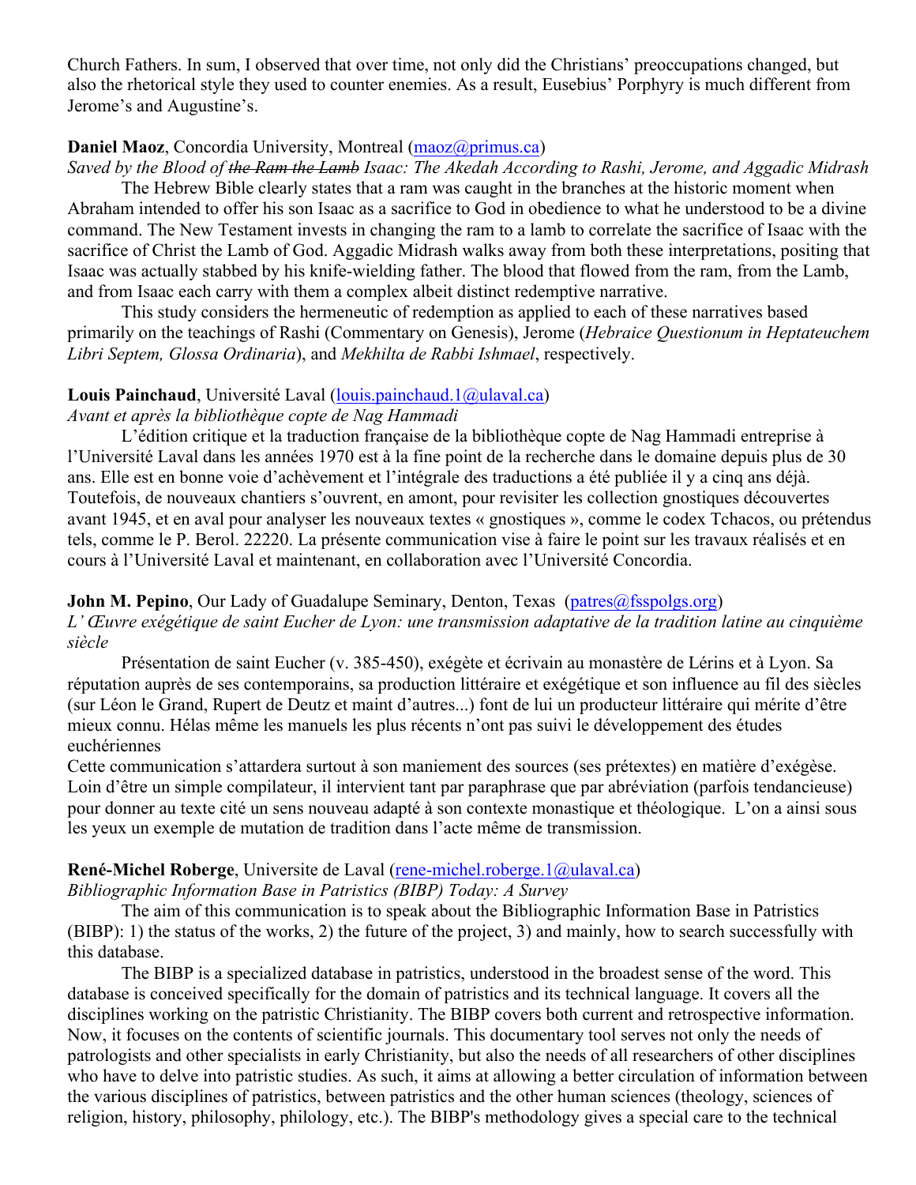Church Fathers. In sum, I observed that over time, not only did the Christians' preoccupations changed, but also the rhetorical style they used to counter enemies. As a result, Eusebius' Porphyry is much different from Jerome's and Augustine's.

**Daniel Maoz**, Concordia University, Montreal (maoz@primus.ca)

*Saved by the Blood of ~~the Ram the Lamb~~ Isaac: The Akedah According to Rashi, Jerome, and Aggadic Midrash*

The Hebrew Bible clearly states that a ram was caught in the branches at the historic moment when Abraham intended to offer his son Isaac as a sacrifice to God in obedience to what he understood to be a divine command. The New Testament invests in changing the ram to a lamb to correlate the sacrifice of Isaac with the sacrifice of Christ the Lamb of God. Aggadic Midrash walks away from both these interpretations, positing that Isaac was actually stabbed by his knife-wielding father. The blood that flowed from the ram, from the Lamb, and from Isaac each carry with them a complex albeit distinct redemptive narrative.

This study considers the hermeneutic of redemption as applied to each of these narratives based primarily on the teachings of Rashi (Commentary on Genesis), Jerome (*Hebraice Questionum in Heptateuchem Libri Septem, Glossa Ordinaria*), and *Mekhilta de Rabbi Ishmael*, respectively.

**Louis Painchaud**, Université Laval (louis.painchaud.1@ulaval.ca)

*Avant et après la bibliothèque copte de Nag Hammadi*

L'édition critique et la traduction française de la bibliothèque copte de Nag Hammadi entreprise à l'Université Laval dans les années 1970 est à la fine point de la recherche dans le domaine depuis plus de 30 ans. Elle est en bonne voie d'achèvement et l'intégrale des traductions a été publiée il y a cinq ans déjà. Toutefois, de nouveaux chantiers s'ouvrent, en amont, pour revisiter les collection gnostiques découvertes avant 1945, et en aval pour analyser les nouveaux textes « gnostiques », comme le codex Tchacos, ou prétendus tels, comme le P. Berol. 22220. La présente communication vise à faire le point sur les travaux réalisés et en cours à l'Université Laval et maintenant, en collaboration avec l'Université Concordia.

**John M. Pepino**, Our Lady of Guadalupe Seminary, Denton, Texas (patres@fsspolgs.org)

*L'Œuvre exégétique de saint Eucher de Lyon: une transmission adaptative de la tradition latine au cinquième siècle*

Présentation de saint Eucher (v. 385-450), exégète et écrivain au monastère de Lérins et à Lyon. Sa réputation auprès de ses contemporains, sa production littéraire et exégétique et son influence au fil des siècles (sur Léon le Grand, Rupert de Deutz et maint d'autres...) font de lui un producteur littéraire qui mérite d'être mieux connu. Hélas même les manuels les plus récents n'ont pas suivi le développement des études euchériennes

Cette communication s'attardera surtout à son maniement des sources (ses prétextes) en matière d'exégèse. Loin d'être un simple compilateur, il intervient tant par paraphrase que par abréviation (parfois tendancieuse) pour donner au texte cité un sens nouveau adapté à son contexte monastique et théologique. L'on a ainsi sous les yeux un exemple de mutation de tradition dans l'acte même de transmission.

**René-Michel Roberge**, Universite de Laval (rene-michel.roberge.1@ulaval.ca)

*Bibliographic Information Base in Patristics (BIBP) Today: A Survey*

The aim of this communication is to speak about the Bibliographic Information Base in Patristics (BIBP): 1) the status of the works, 2) the future of the project, 3) and mainly, how to search successfully with this database.

The BIBP is a specialized database in patristics, understood in the broadest sense of the word. This database is conceived specifically for the domain of patristics and its technical language. It covers all the disciplines working on the patristic Christianity. The BIBP covers both current and retrospective information. Now, it focuses on the contents of scientific journals. This documentary tool serves not only the needs of patrologists and other specialists in early Christianity, but also the needs of all researchers of other disciplines who have to delve into patristic studies. As such, it aims at allowing a better circulation of information between the various disciplines of patristics, between patristics and the other human sciences (theology, sciences of religion, history, philosophy, philology, etc.). The BIBP's methodology gives a special care to the technical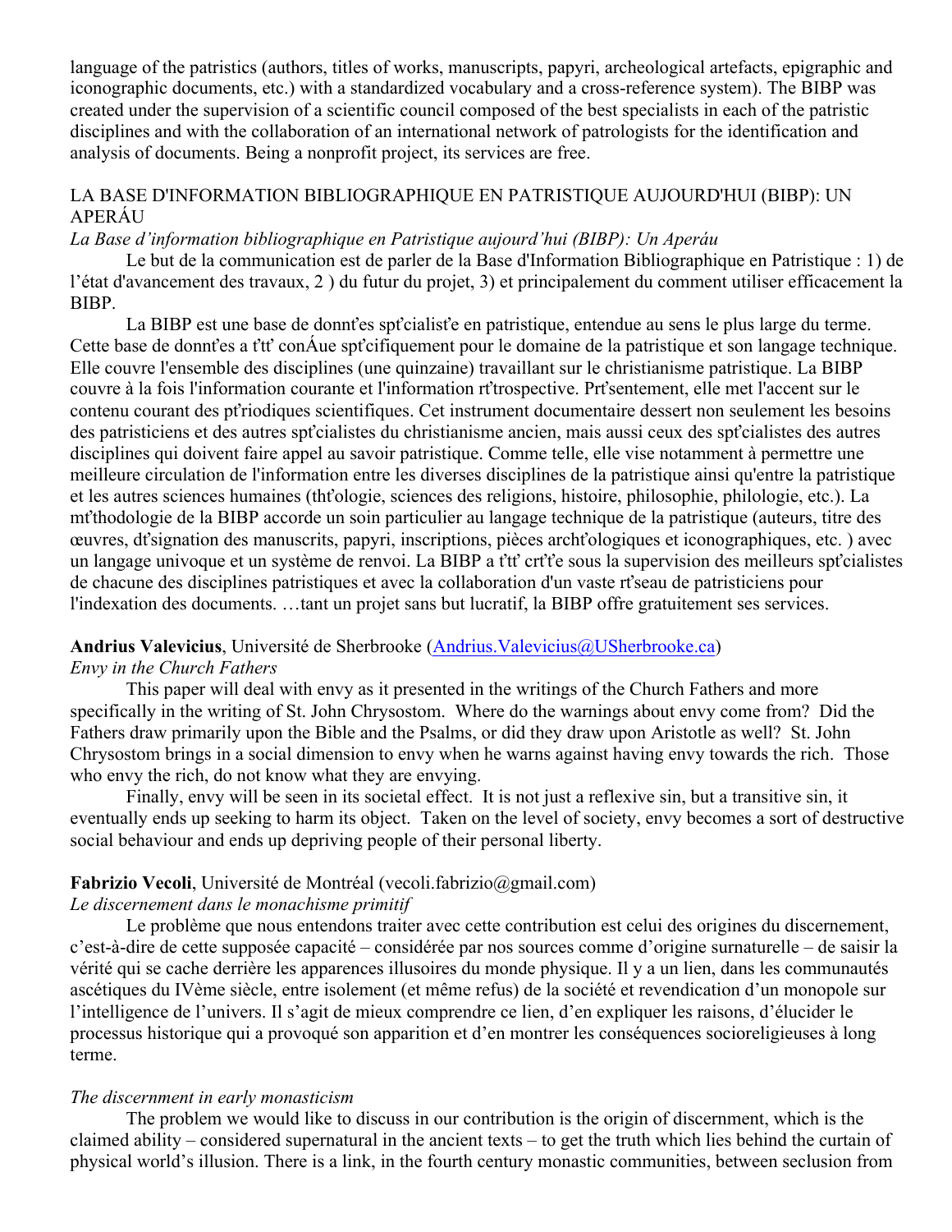language of the patristics (authors, titles of works, manuscripts, papyri, archeological artefacts, epigraphic and iconographic documents, etc.) with a standardized vocabulary and a cross-reference system). The BIBP was created under the supervision of a scientific council composed of the best specialists in each of the patristic disciplines and with the collaboration of an international network of patrologists for the identification and analysis of documents. Being a nonprofit project, its services are free.

LA BASE D'INFORMATION BIBLIOGRAPHIQUE EN PATRISTIQUE AUJOURD'HUI (BIBP): UN APERÁU

*La Base d'information bibliographique en Patristique aujourd'hui (BIBP): Un Aperáu*

Le but de la communication est de parler de la Base d'Information Bibliographique en Patristique : 1) de l'état d'avancement des travaux, 2 ) du futur du projet, 3) et principalement du comment utiliser efficacement la BIBP.

La BIBP est une base de donnťes spťcialisťe en patristique, entendue au sens le plus large du terme. Cette base de donnťes a ťtť conÁue spťcifiquement pour le domaine de la patristique et son langage technique. Elle couvre l'ensemble des disciplines (une quinzaine) travaillant sur le christianisme patristique. La BIBP couvre à la fois l'information courante et l'information rťtrospective. Prťsentement, elle met l'accent sur le contenu courant des pťriodiques scientifiques. Cet instrument documentaire dessert non seulement les besoins des patristiciens et des autres spťcialistes du christianisme ancien, mais aussi ceux des spťcialistes des autres disciplines qui doivent faire appel au savoir patristique. Comme telle, elle vise notamment à permettre une meilleure circulation de l'information entre les diverses disciplines de la patristique ainsi qu'entre la patristique et les autres sciences humaines (thťologie, sciences des religions, histoire, philosophie, philologie, etc.). La mťthodologie de la BIBP accorde un soin particulier au langage technique de la patristique (auteurs, titre des œuvres, dťsignation des manuscrits, papyri, inscriptions, pièces archťologiques et iconographiques, etc. ) avec un langage univoque et un système de renvoi. La BIBP a ťtť crťťe sous la supervision des meilleurs spťcialistes de chacune des disciplines patristiques et avec la collaboration d'un vaste rťseau de patristiciens pour l'indexation des documents. …tant un projet sans but lucratif, la BIBP offre gratuitement ses services.

**Andrius Valevicius**, Université de Sherbrooke (Andrius.Valevicius@USherbrooke.ca)

*Envy in the Church Fathers*

This paper will deal with envy as it presented in the writings of the Church Fathers and more specifically in the writing of St. John Chrysostom. Where do the warnings about envy come from? Did the Fathers draw primarily upon the Bible and the Psalms, or did they draw upon Aristotle as well? St. John Chrysostom brings in a social dimension to envy when he warns against having envy towards the rich. Those who envy the rich, do not know what they are envying.

Finally, envy will be seen in its societal effect. It is not just a reflexive sin, but a transitive sin, it eventually ends up seeking to harm its object. Taken on the level of society, envy becomes a sort of destructive social behaviour and ends up depriving people of their personal liberty.

**Fabrizio Vecoli**, Université de Montréal (vecoli.fabrizio@gmail.com)

*Le discernement dans le monachisme primitif*

Le problème que nous entendons traiter avec cette contribution est celui des origines du discernement, c'est-à-dire de cette supposée capacité – considérée par nos sources comme d'origine surnaturelle – de saisir la vérité qui se cache derrière les apparences illusoires du monde physique. Il y a un lien, dans les communautés ascétiques du IVème siècle, entre isolement (et même refus) de la société et revendication d'un monopole sur l'intelligence de l'univers. Il s'agit de mieux comprendre ce lien, d'en expliquer les raisons, d'élucider le processus historique qui a provoqué son apparition et d'en montrer les conséquences socioreligieuses à long terme.

*The discernment in early monasticism*

The problem we would like to discuss in our contribution is the origin of discernment, which is the claimed ability – considered supernatural in the ancient texts – to get the truth which lies behind the curtain of physical world's illusion. There is a link, in the fourth century monastic communities, between seclusion from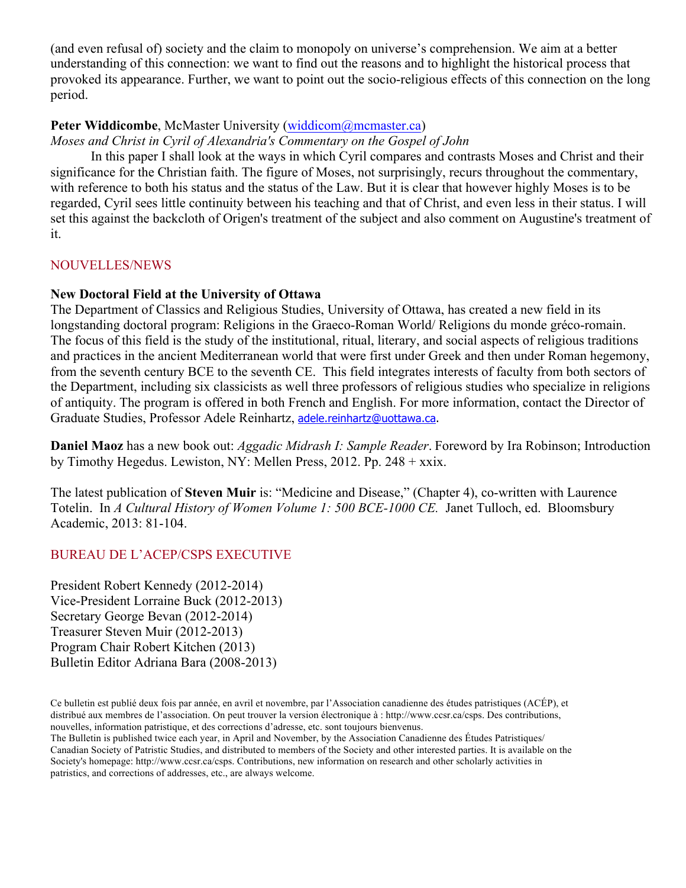(and even refusal of) society and the claim to monopoly on universe's comprehension. We aim at a better understanding of this connection: we want to find out the reasons and to highlight the historical process that provoked its appearance. Further, we want to point out the socio-religious effects of this connection on the long period.

**Peter Widdicombe**, McMaster University (widdicom@mcmaster.ca)
*Moses and Christ in Cyril of Alexandria's Commentary on the Gospel of John*

In this paper I shall look at the ways in which Cyril compares and contrasts Moses and Christ and their significance for the Christian faith. The figure of Moses, not surprisingly, recurs throughout the commentary, with reference to both his status and the status of the Law. But it is clear that however highly Moses is to be regarded, Cyril sees little continuity between his teaching and that of Christ, and even less in their status. I will set this against the backcloth of Origen's treatment of the subject and also comment on Augustine's treatment of it.

## NOUVELLES/NEWS

**New Doctoral Field at the University of Ottawa**
The Department of Classics and Religious Studies, University of Ottawa, has created a new field in its longstanding doctoral program: Religions in the Graeco-Roman World/ Religions du monde gréco-romain. The focus of this field is the study of the institutional, ritual, literary, and social aspects of religious traditions and practices in the ancient Mediterranean world that were first under Greek and then under Roman hegemony, from the seventh century BCE to the seventh CE. This field integrates interests of faculty from both sectors of the Department, including six classicists as well three professors of religious studies who specialize in religions of antiquity. The program is offered in both French and English. For more information, contact the Director of Graduate Studies, Professor Adele Reinhartz, adele.reinhartz@uottawa.ca.

**Daniel Maoz** has a new book out: *Aggadic Midrash I: Sample Reader*. Foreword by Ira Robinson; Introduction by Timothy Hegedus. Lewiston, NY: Mellen Press, 2012. Pp. 248 + xxix.

The latest publication of **Steven Muir** is: "Medicine and Disease," (Chapter 4), co-written with Laurence Totelin. In *A Cultural History of Women Volume 1: 500 BCE-1000 CE.* Janet Tulloch, ed. Bloomsbury Academic, 2013: 81-104.

## BUREAU DE L'ACEP/CSPS EXECUTIVE

President Robert Kennedy (2012-2014)
Vice-President Lorraine Buck (2012-2013)
Secretary George Bevan (2012-2014)
Treasurer Steven Muir (2012-2013)
Program Chair Robert Kitchen (2013)
Bulletin Editor Adriana Bara (2008-2013)

Ce bulletin est publié deux fois par année, en avril et novembre, par l'Association canadienne des études patristiques (ACÉP), et distribué aux membres de l'association. On peut trouver la version électronique à : http://www.ccsr.ca/csps. Des contributions, nouvelles, information patristique, et des corrections d'adresse, etc. sont toujours bienvenus.
The Bulletin is published twice each year, in April and November, by the Association Canadienne des Études Patristiques/ Canadian Society of Patristic Studies, and distributed to members of the Society and other interested parties. It is available on the Society's homepage: http://www.ccsr.ca/csps. Contributions, new information on research and other scholarly activities in patristics, and corrections of addresses, etc., are always welcome.